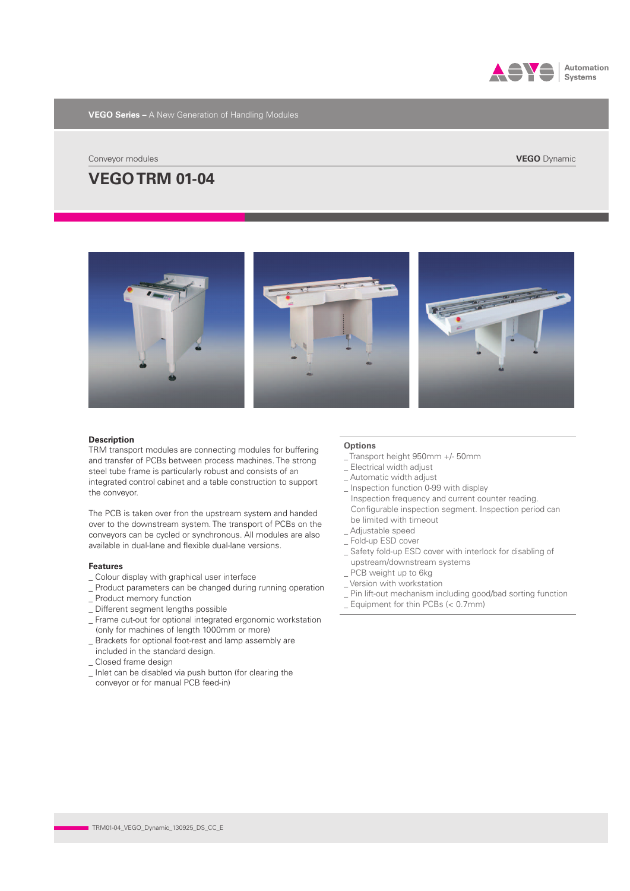**VEGO Series –** A New Generation of Handling Modules

Conveyor modules

**VEGO** Dynamic

# VEGO TRM 01-04

## Description

TRM transport modules are connecting modules for buffering and transfer of PCBs between process machines. The strong steel tube frame is particularly robust and consists of an integrated control cabinet and a table construction to support the conveyor.

The PCB is taken over fron the upstream system and handed over to the downstream system. The transport of PCBs on the conveyors can be cycled or synchronous. All modules are also available in dual-lane and flexible dual-lane versions.

## Features

_ Colour display with graphical user interface
_ Product parameters can be changed during running operation
_ Product memory function
_ Different segment lengths possible
_ Frame cut-out for optional integrated ergonomic workstation (only for machines of length 1000mm or more)
_ Brackets for optional foot-rest and lamp assembly are included in the standard design.
_ Closed frame design
_ Inlet can be disabled via push button (for clearing the conveyor or for manual PCB feed-in)

## Options

_ Transport height 950mm +/- 50mm
_ Electrical width adjust
_ Automatic width adjust
_ Inspection function 0-99 with display Inspection frequency and current counter reading. Configurable inspection segment. Inspection period can be limited with timeout
_ Adjustable speed
_ Fold-up ESD cover
_ Safety fold-up ESD cover with interlock for disabling of upstream/downstream systems
_ PCB weight up to 6kg
_ Version with workstation
_ Pin lift-out mechanism including good/bad sorting function
_ Equipment for thin PCBs (< 0.7mm)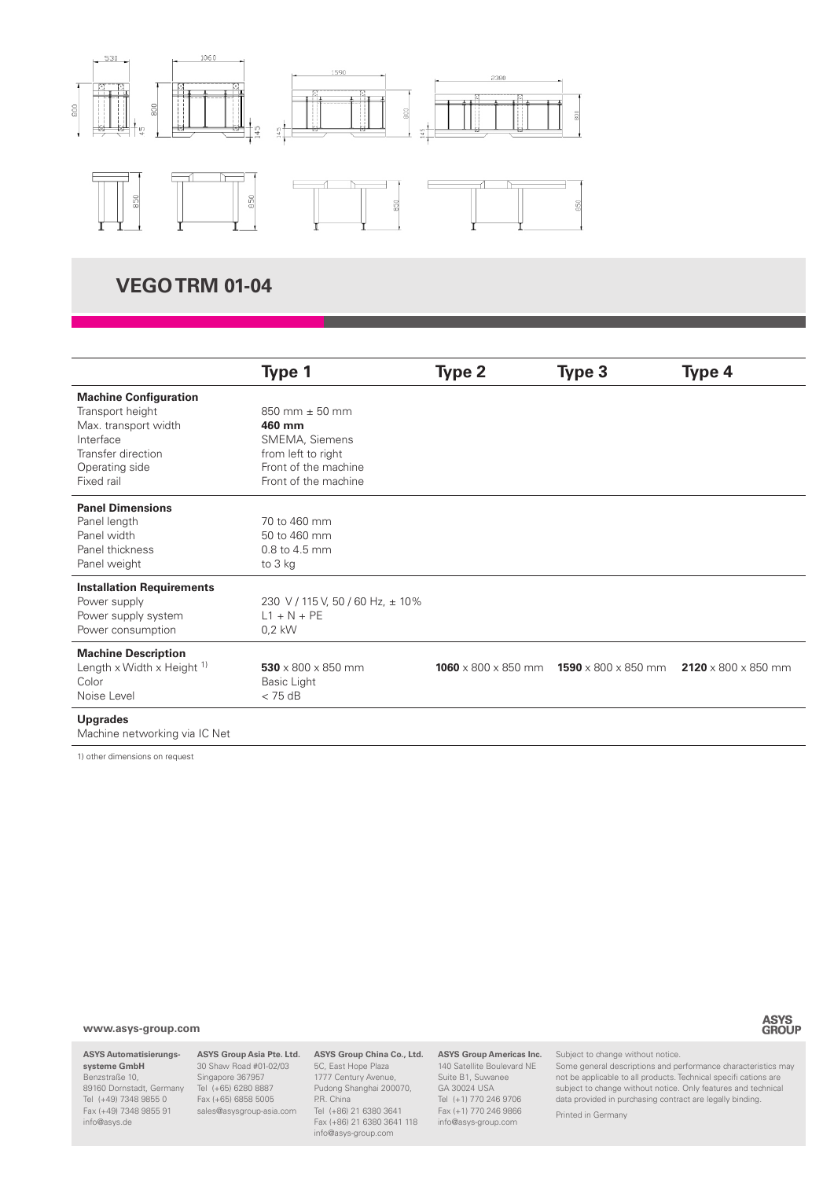530

1060

1590

2380

800

800

800

800

45

145

145

145

850

850

850

850

## VEGO TRM 01-04

| | Type 1 | Type 2 | Type 3 | Type 4 |
|---|---|---|---|---|
| **Machine Configuration** | | | | |
| Transport height | 850 mm ± 50 mm | | | |
| Max. transport width | **460 mm** | | | |
| Interface | SMEMA, Siemens | | | |
| Transfer direction | from left to right | | | |
| Operating side | Front of the machine | | | |
| Fixed rail | Front of the machine | | | |
| **Panel Dimensions** | | | | |
| Panel length | 70 to 460 mm | | | |
| Panel width | 50 to 460 mm | | | |
| Panel thickness | 0.8 to 4.5 mm | | | |
| Panel weight | to 3 kg | | | |
| **Installation Requirements** | | | | |
| Power supply | 230 V / 115 V, 50 / 60 Hz, ± 10% | | | |
| Power supply system | L1 + N + PE | | | |
| Power consumption | 0,2 kW | | | |
| **Machine Description** | | | | |
| Length x Width x Height [1] | **530** x 800 x 850 mm | **1060** x 800 x 850 mm | **1590** x 800 x 850 mm | **2120** x 800 x 850 mm |
| Color | Basic Light | | | |
| Noise Level | < 75 dB | | | |
| **Upgrades** | | | | |
| Machine networking via IC Net | | | | |

1) other dimensions on request

www.asys-group.com

ASYS GROUP

**ASYS Automatisierungssysteme GmbH**
Benzstraße 10,
89160 Dornstadt, Germany
Tel (+49) 7348 9855 0
Fax (+49) 7348 9855 91
info@asys.de

**ASYS Group Asia Pte. Ltd.**
30 Shaw Road #01-02/03
Singapore 367957
Tel (+65) 6280 8887
Fax (+65) 6858 5005
sales@asysgroup-asia.com

**ASYS Group China Co., Ltd.**
5C, East Hope Plaza
1777 Century Avenue,
Pudong Shanghai 200070,
P.R. China
Tel (+86) 21 6380 3641
Fax (+86) 21 6380 3641 118
info@asys-group.com

**ASYS Group Americas Inc.**
140 Satellite Boulevard NE
Suite B1, Suwanee
GA 30024 USA
Tel (+1) 770 246 9706
Fax (+1) 770 246 9866
info@asys-group.com

Subject to change without notice.
Some general descriptions and performance characteristics may not be applicable to all products. Technical specifi cations are subject to change without notice. Only features and technical data provided in purchasing contract are legally binding.

Printed in Germany